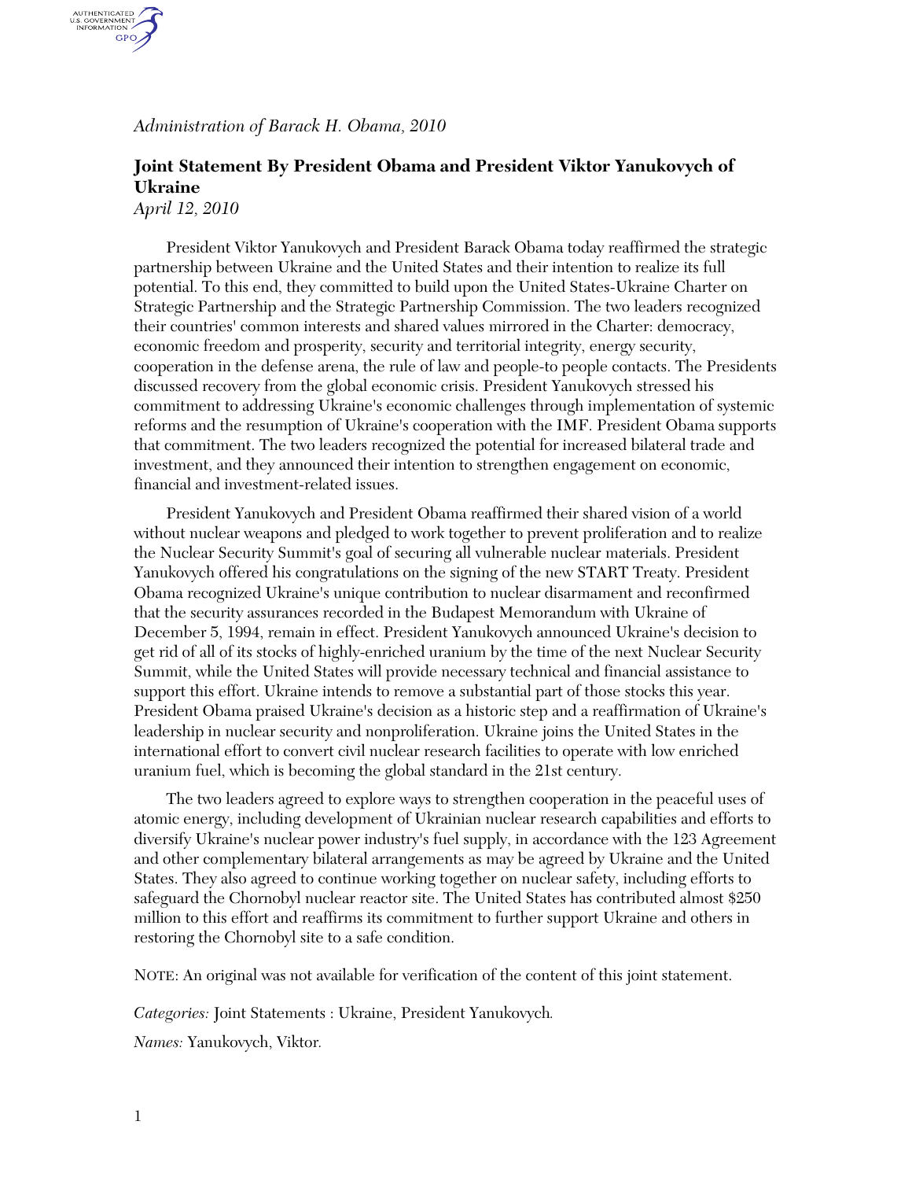*Administration of Barack H. Obama, 2010*

## Joint Statement By President Obama and President Viktor Yanukovych of Ukraine

*April 12, 2010*

President Viktor Yanukovych and President Barack Obama today reaffirmed the strategic partnership between Ukraine and the United States and their intention to realize its full potential. To this end, they committed to build upon the United States-Ukraine Charter on Strategic Partnership and the Strategic Partnership Commission. The two leaders recognized their countries' common interests and shared values mirrored in the Charter: democracy, economic freedom and prosperity, security and territorial integrity, energy security, cooperation in the defense arena, the rule of law and people-to people contacts. The Presidents discussed recovery from the global economic crisis. President Yanukovych stressed his commitment to addressing Ukraine's economic challenges through implementation of systemic reforms and the resumption of Ukraine's cooperation with the IMF. President Obama supports that commitment. The two leaders recognized the potential for increased bilateral trade and investment, and they announced their intention to strengthen engagement on economic, financial and investment-related issues.

President Yanukovych and President Obama reaffirmed their shared vision of a world without nuclear weapons and pledged to work together to prevent proliferation and to realize the Nuclear Security Summit's goal of securing all vulnerable nuclear materials. President Yanukovych offered his congratulations on the signing of the new START Treaty. President Obama recognized Ukraine's unique contribution to nuclear disarmament and reconfirmed that the security assurances recorded in the Budapest Memorandum with Ukraine of December 5, 1994, remain in effect. President Yanukovych announced Ukraine's decision to get rid of all of its stocks of highly-enriched uranium by the time of the next Nuclear Security Summit, while the United States will provide necessary technical and financial assistance to support this effort. Ukraine intends to remove a substantial part of those stocks this year. President Obama praised Ukraine's decision as a historic step and a reaffirmation of Ukraine's leadership in nuclear security and nonproliferation. Ukraine joins the United States in the international effort to convert civil nuclear research facilities to operate with low enriched uranium fuel, which is becoming the global standard in the 21st century.

The two leaders agreed to explore ways to strengthen cooperation in the peaceful uses of atomic energy, including development of Ukrainian nuclear research capabilities and efforts to diversify Ukraine's nuclear power industry's fuel supply, in accordance with the 123 Agreement and other complementary bilateral arrangements as may be agreed by Ukraine and the United States. They also agreed to continue working together on nuclear safety, including efforts to safeguard the Chornobyl nuclear reactor site. The United States has contributed almost $250 million to this effort and reaffirms its commitment to further support Ukraine and others in restoring the Chornobyl site to a safe condition.

NOTE: An original was not available for verification of the content of this joint statement.

*Categories:* Joint Statements : Ukraine, President Yanukovych.

*Names:* Yanukovych, Viktor.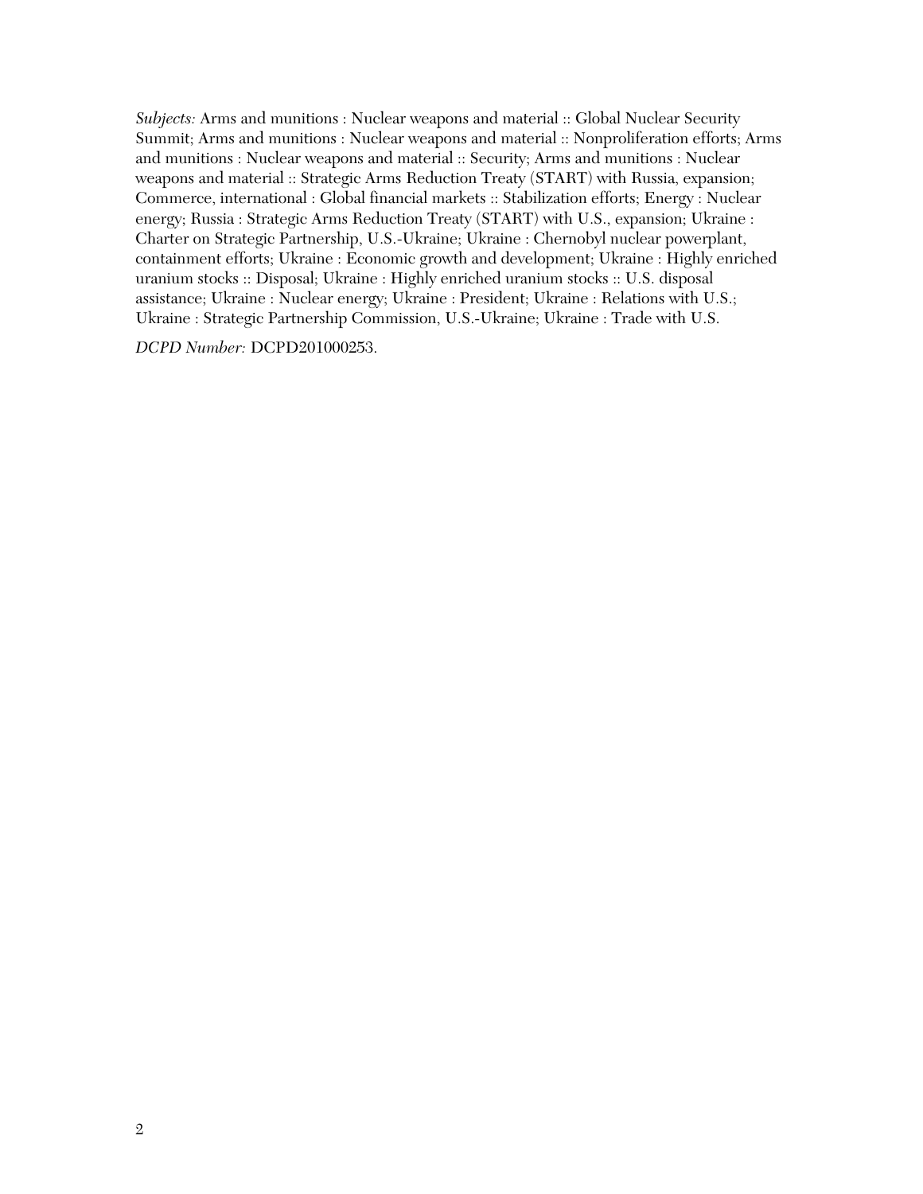*Subjects:* Arms and munitions : Nuclear weapons and material :: Global Nuclear Security Summit; Arms and munitions : Nuclear weapons and material :: Nonproliferation efforts; Arms and munitions : Nuclear weapons and material :: Security; Arms and munitions : Nuclear weapons and material :: Strategic Arms Reduction Treaty (START) with Russia, expansion; Commerce, international : Global financial markets :: Stabilization efforts; Energy : Nuclear energy; Russia : Strategic Arms Reduction Treaty (START) with U.S., expansion; Ukraine : Charter on Strategic Partnership, U.S.-Ukraine; Ukraine : Chernobyl nuclear powerplant, containment efforts; Ukraine : Economic growth and development; Ukraine : Highly enriched uranium stocks :: Disposal; Ukraine : Highly enriched uranium stocks :: U.S. disposal assistance; Ukraine : Nuclear energy; Ukraine : President; Ukraine : Relations with U.S.; Ukraine : Strategic Partnership Commission, U.S.-Ukraine; Ukraine : Trade with U.S.

*DCPD Number:* DCPD201000253.